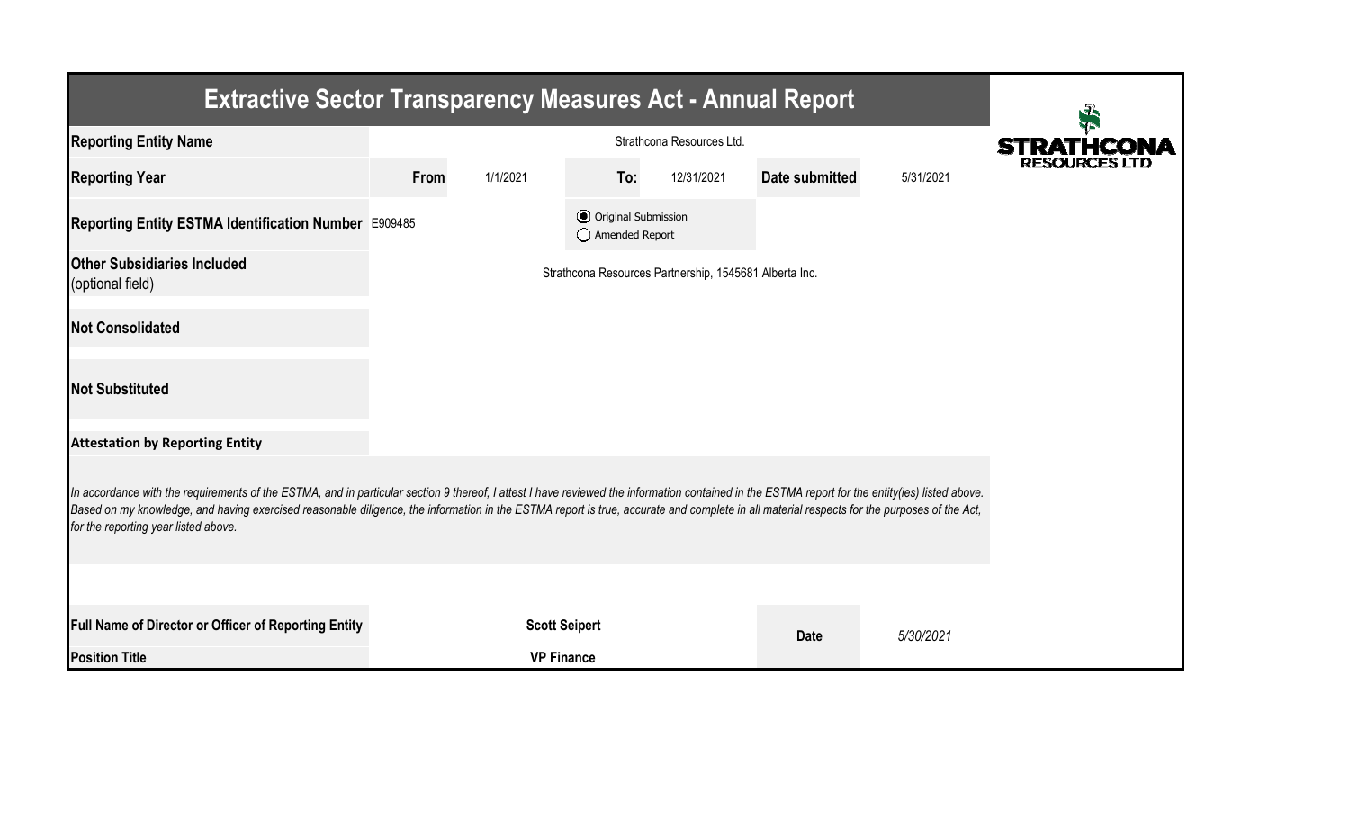# Extractive Sector Transparency Measures Act - Annual Report

| | | | | | | |
|---|---|---|---|---|---|---|
| **Reporting Entity Name** | Strathcona Resources Ltd. | | | | | |
| **Reporting Year** | **From** | 1/1/2021 | **To:** | 12/31/2021 | **Date submitted** | 5/31/2021 |
| **Reporting Entity ESTMA Identification Number** | E909485 | | (●) Original Submission ( ) Amended Report | | | |
| **Other Subsidiaries Included** (optional field) | Strathcona Resources Partnership, 1545681 Alberta Inc. | | | | | |
| **Not Consolidated** | | | | | | |
| **Not Substituted** | | | | | | |

**Attestation by Reporting Entity**

*In accordance with the requirements of the ESTMA, and in particular section 9 thereof, I attest I have reviewed the information contained in the ESTMA report for the entity(ies) listed above. Based on my knowledge, and having exercised reasonable diligence, the information in the ESTMA report is true, accurate and complete in all material respects for the purposes of the Act, for the reporting year listed above.*

| | | | |
|---|---|---|---|
| **Full Name of Director or Officer of Reporting Entity** | **Scott Seipert** | **Date** | *5/30/2021* |
| **Position Title** | **VP Finance** | | |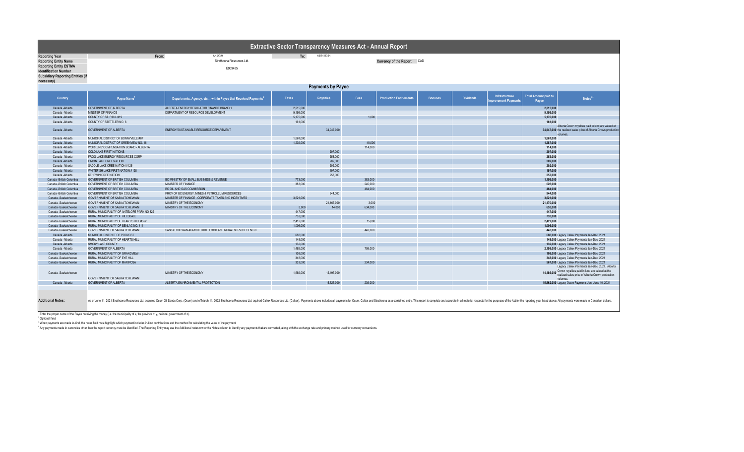# Extractive Sector Transparency Measures Act - Annual Report

| | | | | |
|---|---|---|---|---|
| **Reporting Year** | From: | 1/1/2021 | To: | 12/31/2021 |
| **Reporting Entity Name** | | Strathcona Resources Ltd. | | **Currency of the Report** CAD |
| **Reporting Entity ESTMA Identification Number** | | E909485 | | |
| **Subsidiary Reporting Entities (if necessary)** | | | | |

## Payments by Payee

| Country | Payee Name[1] | Departments, Agency, etc… within Payee that Received Payments[2] | Taxes | Royalties | Fees | Production Entitlements | Bonuses | Dividends | Infrastructure Improvement Payments | Total Amount paid to Payee | Notes[34] |
|---|---|---|---|---|---|---|---|---|---|---|---|
| Canada -Alberta | GOVERNMENT OF ALBERTA | ALBERTA ENERGY REGULATOR FINANCE BRANCH | 2,215,000 | | | | | | | 2,215,000 | |
| Canada -Alberta | MINSTER OF FINANCE | DEPARTMENT OF RESOURCE DEVELOPMENT | 9,156,000 | | | | | | | 9,156,000 | |
| Canada -Alberta | COUNTY OF ST. PAUL #19 | | 5,175,000 | | 1,000 | | | | | 5,176,000 | |
| Canada -Alberta | COUNTY OF STETTLER NO. 6 | | 161,000 | | | | | | | 161,000 | |
| Canada -Alberta | GOVERNMENT OF ALBERTA | ENERGY/SUSTAINABLE RESOURCE DEPARTMENT | | 34,947,000 | | | | | | 34,947,000 | Alberta Crown royalties paid in kind are valued at the realized sales price of Alberta Crown production volumes. |
| Canada -Alberta | MUNICIPAL DISTRICT OF BONNYVILLE #87 | | 1,861,000 | | | | | | | 1,861,000 | |
| Canada -Alberta | MUNICIPAL DISTRICT OF GREENVIEW NO. 16 | | 1,239,000 | | 48,000 | | | | | 1,287,000 | |
| Canada -Alberta | WORKERS' COMPENSATION BOARD - ALBERTA | | | | 114,000 | | | | | 114,000 | |
| Canada -Alberta | COLD LAKE FIRST NATIONS | | | 207,000 | | | | | | 207,000 | |
| Canada -Alberta | FROG LAKE ENERGY RESOURCES CORP | | | 253,000 | | | | | | 253,000 | |
| Canada -Alberta | ONION LAKE CREE NATION | | | 202,000 | | | | | | 202,000 | |
| Canada -Alberta | SADDLE LAKE CREE NATION #125 | | | 202,000 | | | | | | 202,000 | |
| Canada -Alberta | WHITEFISH LAKE FIRST NATION #128 | | | 197,000 | | | | | | 197,000 | |
| Canada -Alberta | KEHEWIN CREE NATION | | | 257,000 | | | | | | 257,000 | |
| Canada -British Columbia | GOVERNMENT OF BRITISH COLUMBIA | BC MINISTRY OF SMALL BUSINESS & REVENUE | 773,000 | | 383,000 | | | | | 1,156,000 | |
| Canada -British Columbia | GOVERNMENT OF BRITISH COLUMBIA | MINISTER OF FINANCE | 383,000 | | 245,000 | | | | | 628,000 | |
| Canada -British Columbia | GOVERNMENT OF BRITISH COLUMBIA | BC OIL AND GAS COMMISSION | | | 464,000 | | | | | 464,000 | |
| Canada -British Columbia | GOVERNMENT OF BRITISH COLUMBIA | PROV OF BC ENERGY, MINES & PETROLEUM RESOURCES | | 944,000 | | | | | | 944,000 | |
| Canada -Saskatchewan | GOVERNMENT OF SASKATCHEWAN | MINISTER OF FINANCE - CORPORATE TAXES AND INCENTIVES | 3,621,000 | | | | | | | 3,621,000 | |
| Canada -Saskatchewan | GOVERNMENT OF SASKATCHEWAN | MINISTRY OF THE ECONOMY | | 21,167,000 | 3,000 | | | | | 21,170,000 | |
| Canada -Saskatchewan | GOVERNMENT OF SASKATCHEWAN | MINISTRY OF THE ECONOMY | 5,000 | 14,000 | 634,000 | | | | | 653,000 | |
| Canada -Saskatchewan | RURAL MUNICIPALITY OF ANTELOPE PARK NO 322 | | 447,000 | | | | | | | 447,000 | |
| Canada -Saskatchewan | RURAL MUNICIPALITY OF HILLSDALE | | 733,000 | | | | | | | 733,000 | |
| Canada -Saskatchewan | RURAL MUNICIPALITY OF HEART'S HILL #352 | | 2,412,000 | | 15,000 | | | | | 2,427,000 | |
| Canada -Saskatchewan | RURAL MUNICIPALITY OF SENLAC NO. 411 | | 1,006,000 | | | | | | | 1,006,000 | |
| Canada -Saskatchewan | GOVERNMENT OF SASKATCHEWAN | SASKATCHEWAN AGRICULTURE FOOD AND RURAL SERVICE CENTRE | | | 443,000 | | | | | 443,000 | |
| Canada -Alberta | MUNICIPAL DISTRICT OF PROVOST | | 688,000 | | | | | | | 688,000 | Legacy Caltex Payments Jan-Dec. 2021 |
| Canada -Alberta | RURAL MUNICIPALITY OF HEARTS HILL | | 148,000 | | | | | | | 148,000 | Legacy Caltex Payments Jan-Dec. 2021 |
| Canada -Alberta | SMOKY LAKE COUNTY | | 132,000 | | | | | | | 132,000 | Legacy Caltex Payments Jan-Dec. 2021 |
| Canada -Alberta | GOVERNMENT OF ALBERTA | | 1,489,000 | | 709,000 | | | | | 2,198,000 | Legacy Caltex Payments Jan-Dec. 2021 |
| Canada -Saskatchewan | RURAL MUNICIPALITY OF GRANDVIEW | | 108,000 | | | | | | | 108,000 | Legacy Caltex Payments Jan-Dec. 2021 |
| Canada -Saskatchewan | RURAL MUNICIPALITY OF EYE HILL | | 348,000 | | | | | | | 348,000 | Legacy Caltex Payments Jan-Dec. 2021 |
| Canada -Saskatchewan | RURAL MUNICIPALITY OF MARIPOSA | | 333,000 | | 234,000 | | | | | 567,000 | Legacy Caltex Payments Jan-Dec. 2021 |
| Canada -Saskatchewan | GOVERNMENT OF SASKATCHEWAN | MINISTRY OF THE ECONOMY | 1,689,000 | 12,497,000 | | | | | | 14,186,000 | Legacy Caltex Payments Jan-Dec. 2021. Alberta Crown royalties paid in kind are valued at the realized sales price of Alberta Crown production volumes. |
| Canada -Alberta | GOVERNMENT OF ALBERTA | ALBERTA ENVIRONMENTAL PROTECTION | | 15,623,000 | 239,000 | | | | | 15,862,000 | Legacy Osum Payments Jan.-June 10, 2021 |

**Additional Notes:** As of June 11, 2021 Strathcona Resources Ltd. acquired Osum Oil Sands Corp. (Osum) and of March 11, 2022 Strathcona Resources Ltd. aquired Caltex Resources Ltd. (Caltex). Payments above includes all payments for Osum, Caltex and Strathcona as a combined entry. This report is complete and accurate in all material respects for the purposes of the Act for the reporting year listed above. All payments were made in Canadian dollars.

[1] Enter the proper name of the Payee receiving the money (i.e. the municipality of x, the province of y, national government of z).

[2] Optional field.

[3] When payments are made in-kind, the notes field must highlight which payment includes in-kind contributions and the method for calculating the value of the payment.

[4] Any payments made in currencies other than the report currency must be identified. The Reporting Entity may use the Additional notes row or the Notes column to identify any payments that are converted, along with the exchange rate and primary method used for currency conversions.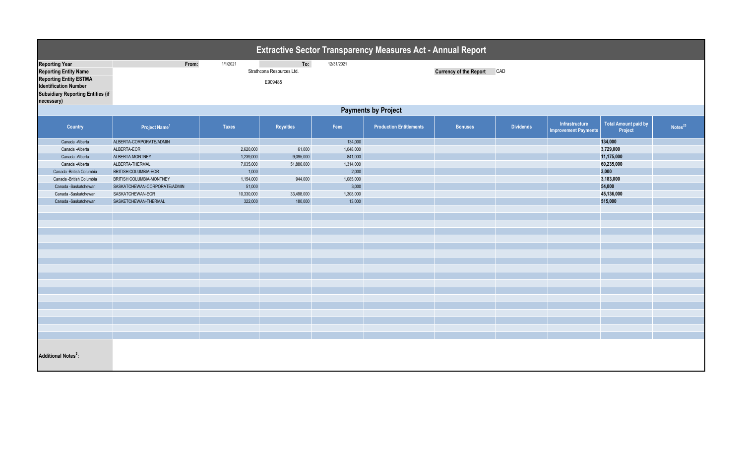# Extractive Sector Transparency Measures Act - Annual Report

| | | | | |
|---|---|---|---|---|
| **Reporting Year** | From: | 1/1/2021 | To: | 12/31/2021 |
| **Reporting Entity Name** | Strathcona Resources Ltd. | | **Currency of the Report** | CAD |
| **Reporting Entity ESTMA Identification Number** | E909485 | | | |
| **Subsidiary Reporting Entities (if necessary)** | | | | |

## Payments by Project

| Country | Project Name[1] | Taxes | Royalties | Fees | Production Entitlements | Bonuses | Dividends | Infrastructure Improvement Payments | Total Amount paid by Project | Notes[23] |
|---|---|---|---|---|---|---|---|---|---|---|
| Canada -Alberta | ALBERTA-CORPORATE/ADMIN | | | 134,000 | | | | | **134,000** | |
| Canada -Alberta | ALBERTA-EOR | 2,620,000 | 61,000 | 1,048,000 | | | | | **3,729,000** | |
| Canada -Alberta | ALBERTA-MONTNEY | 1,239,000 | 9,095,000 | 841,000 | | | | | **11,175,000** | |
| Canada -Alberta | ALBERTA-THERMAL | 7,035,000 | 51,886,000 | 1,314,000 | | | | | **60,235,000** | |
| Canada -British Columbia | BRITISH COLUMBIA-EOR | 1,000 | | 2,000 | | | | | **3,000** | |
| Canada -British Columbia | BRITISH COLUMBIA-MONTNEY | 1,154,000 | 944,000 | 1,085,000 | | | | | **3,183,000** | |
| Canada -Saskatchewan | SASKATCHEWAN-CORPORATE/ADMIN | 51,000 | | 3,000 | | | | | **54,000** | |
| Canada -Saskatchewan | SASKATCHEWAN-EOR | 10,330,000 | 33,498,000 | 1,308,000 | | | | | **45,136,000** | |
| Canada -Saskatchewan | SASKETCHEWAN-THERMAL | 322,000 | 180,000 | 13,000 | | | | | **515,000** | |

**Additional Notes[3]:**